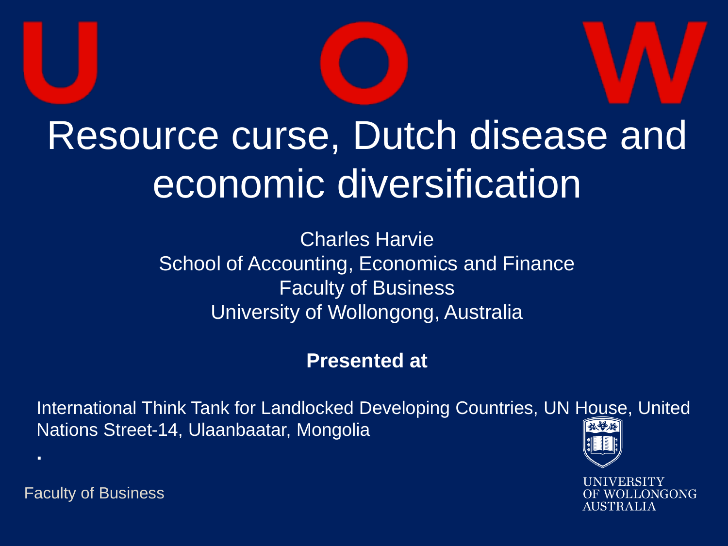# Resource curse, Dutch disease and economic diversification

Charles Harvie
School of Accounting, Economics and Finance
Faculty of Business
University of Wollongong, Australia

**Presented at**

International Think Tank for Landlocked Developing Countries, UN House, United Nations Street-14, Ulaanbaatar, Mongolia

Faculty of Business

UNIVERSITY OF WOLLONGONG AUSTRALIA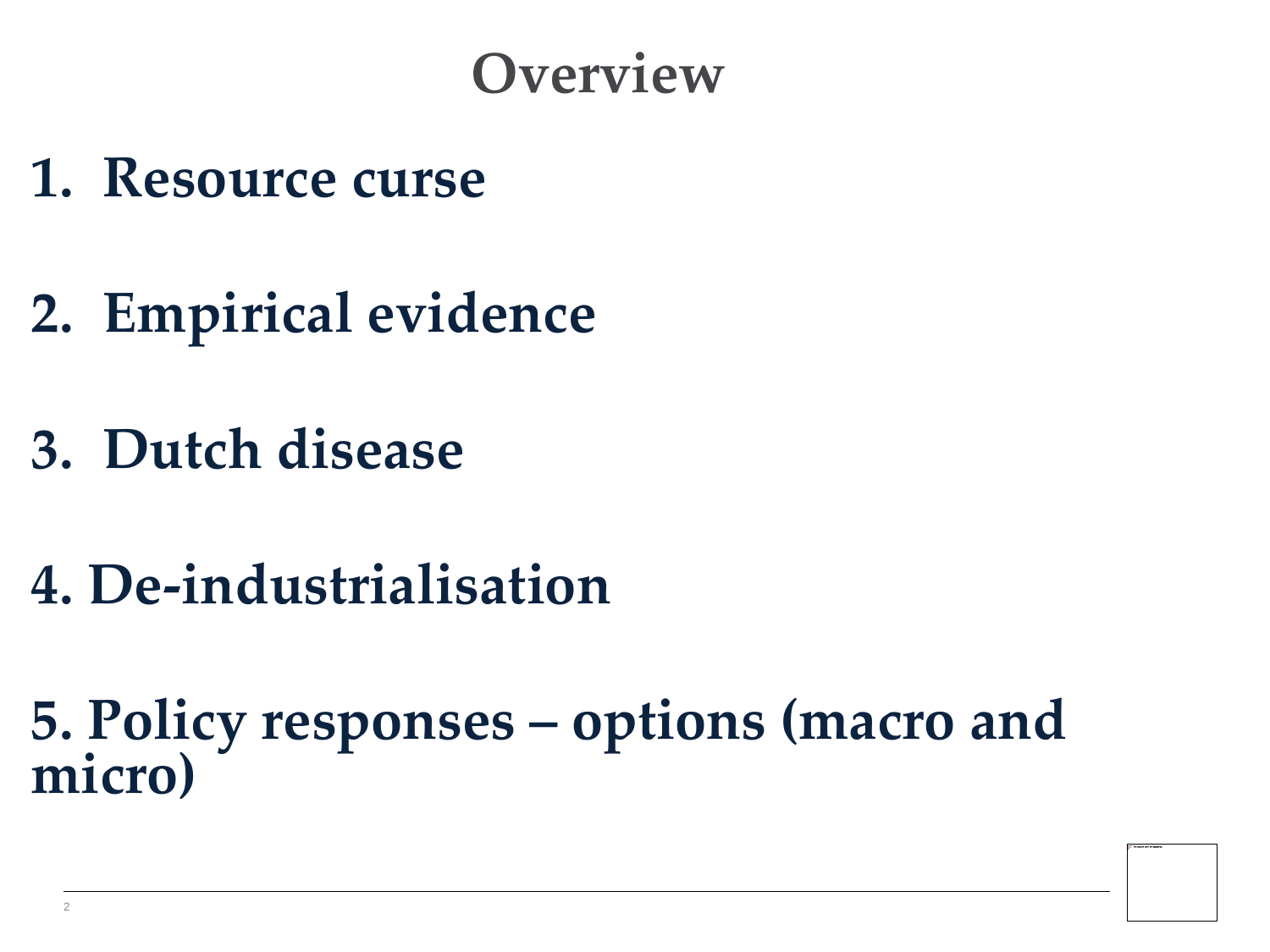# Overview

1. Resource curse

2. Empirical evidence

3. Dutch disease

4. De-industrialisation

5. Policy responses – options (macro and micro)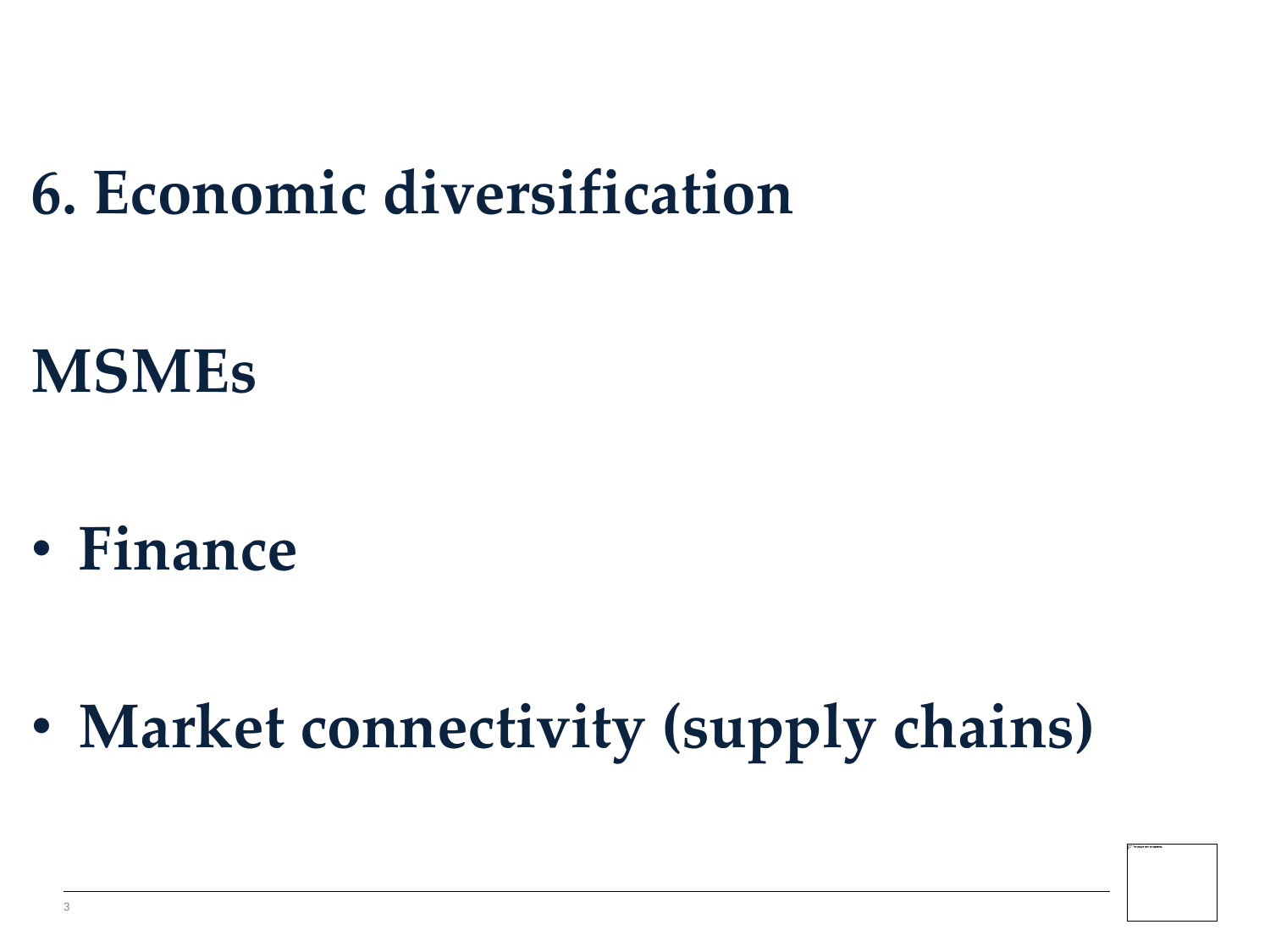# 6. Economic diversification

## MSMEs

- **Finance**

- **Market connectivity (supply chains)**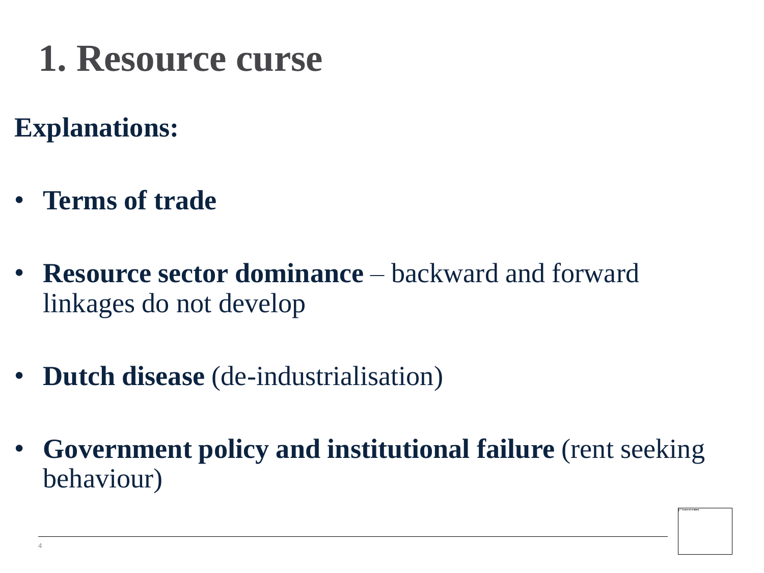# 1. Resource curse

**Explanations:**

- **Terms of trade**
- **Resource sector dominance** – backward and forward linkages do not develop
- **Dutch disease** (de-industrialisation)
- **Government policy and institutional failure** (rent seeking behaviour)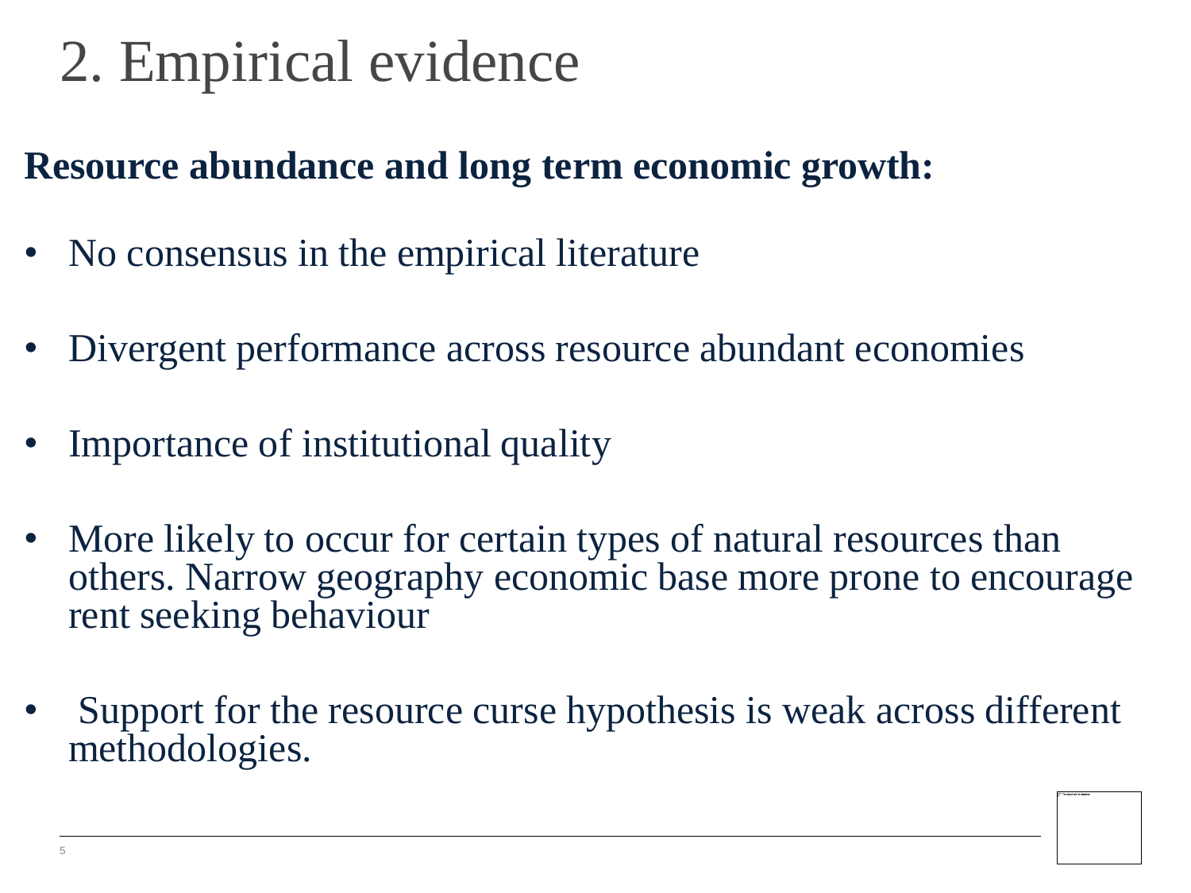# 2. Empirical evidence

**Resource abundance and long term economic growth:**

- No consensus in the empirical literature
- Divergent performance across resource abundant economies
- Importance of institutional quality
- More likely to occur for certain types of natural resources than others. Narrow geography economic base more prone to encourage rent seeking behaviour
- Support for the resource curse hypothesis is weak across different methodologies.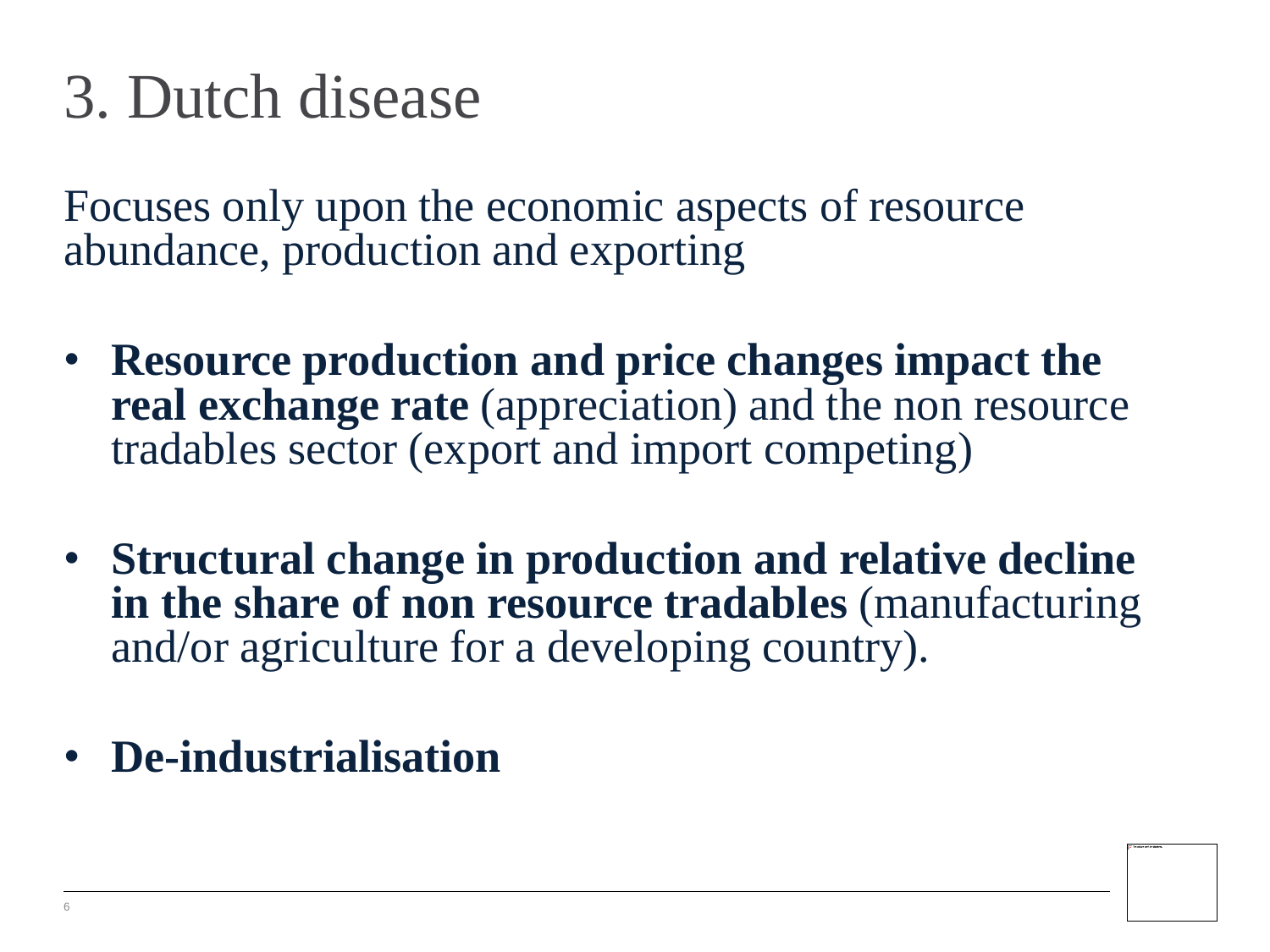# 3. Dutch disease

Focuses only upon the economic aspects of resource abundance, production and exporting

- **Resource production and price changes impact the real exchange rate** (appreciation) and the non resource tradables sector (export and import competing)
- **Structural change in production and relative decline in the share of non resource tradables** (manufacturing and/or agriculture for a developing country).
- **De-industrialisation**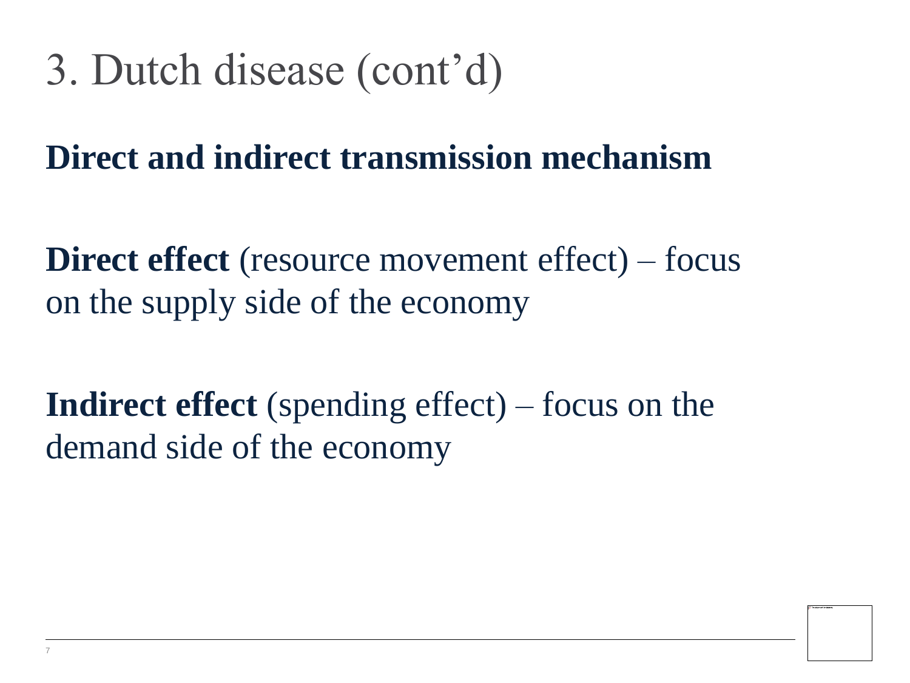# 3. Dutch disease (cont'd)

**Direct and indirect transmission mechanism**

**Direct effect** (resource movement effect) – focus on the supply side of the economy

**Indirect effect** (spending effect) – focus on the demand side of the economy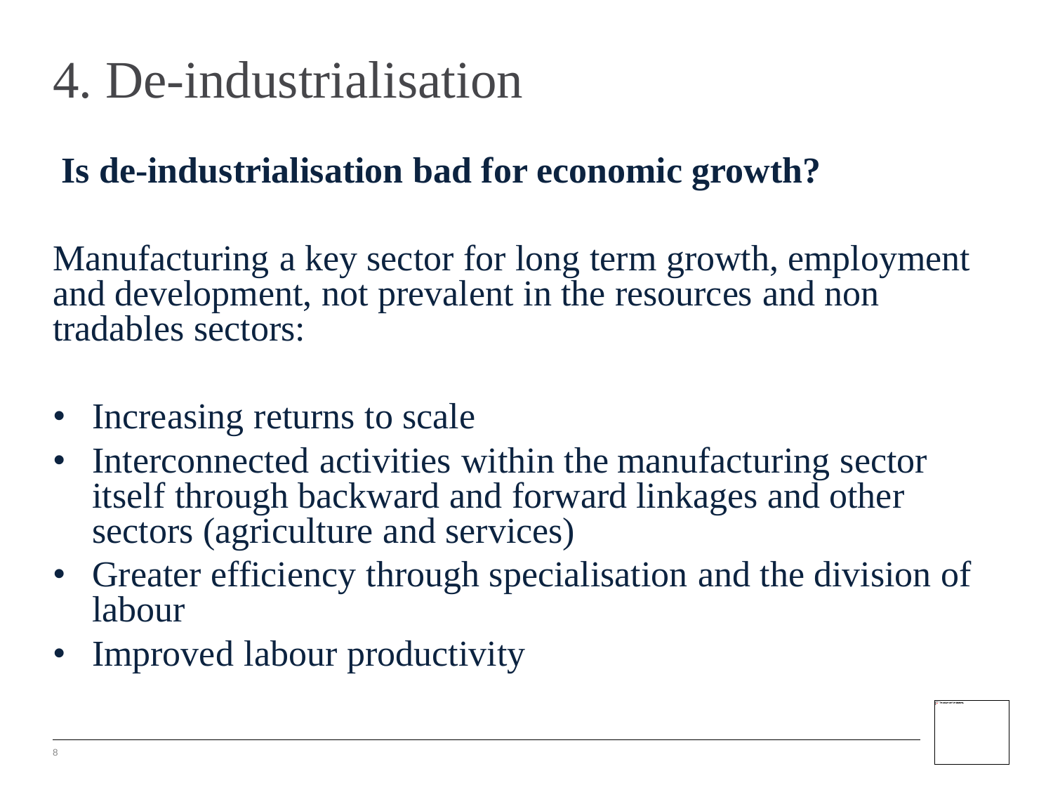# 4. De-industrialisation

## Is de-industrialisation bad for economic growth?

Manufacturing a key sector for long term growth, employment and development, not prevalent in the resources and non tradables sectors:

- Increasing returns to scale
- Interconnected activities within the manufacturing sector itself through backward and forward linkages and other sectors (agriculture and services)
- Greater efficiency through specialisation and the division of labour
- Improved labour productivity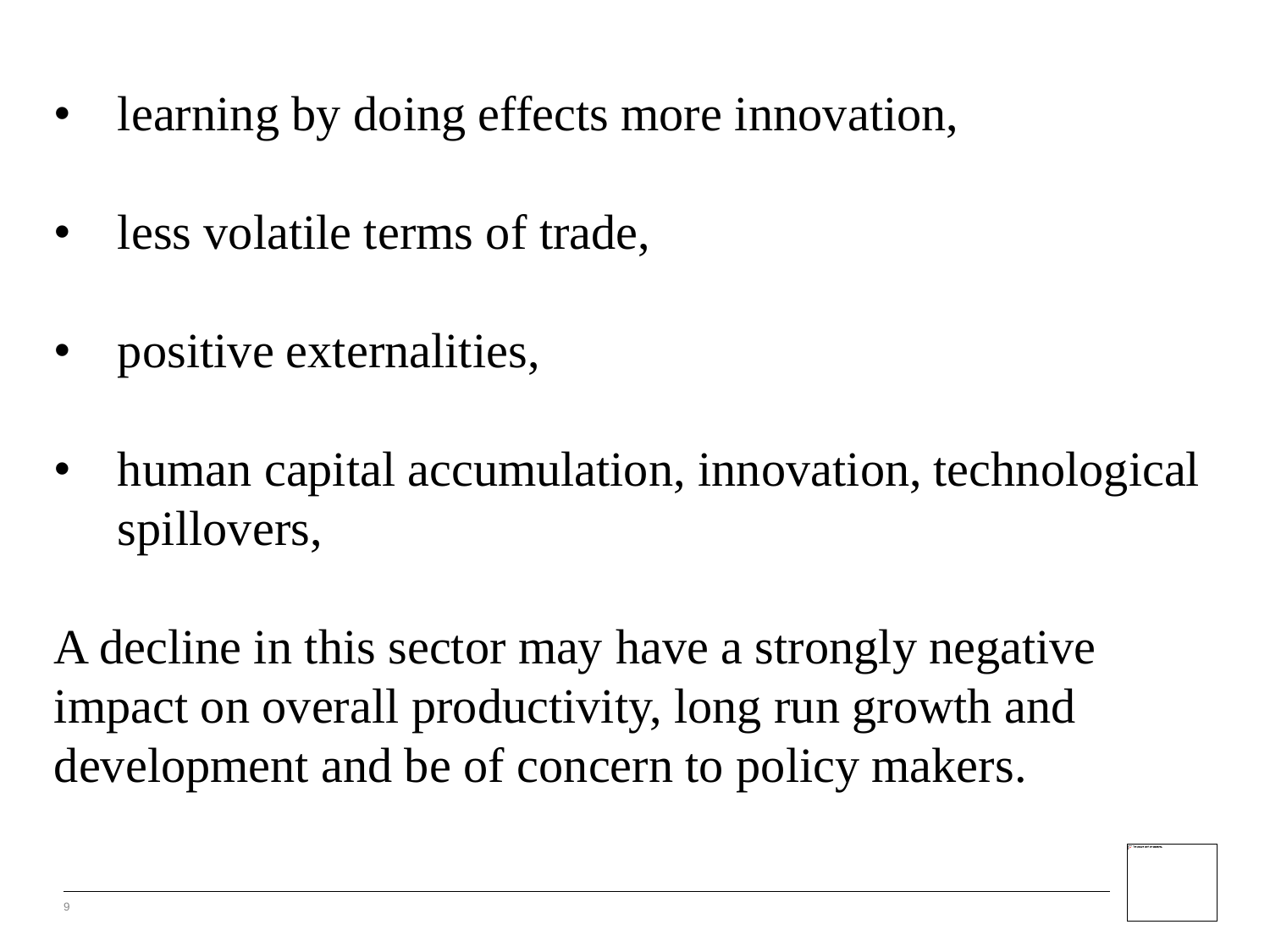- learning by doing effects more innovation,

- less volatile terms of trade,

- positive externalities,

- human capital accumulation, innovation, technological spillovers,

A decline in this sector may have a strongly negative impact on overall productivity, long run growth and development and be of concern to policy makers.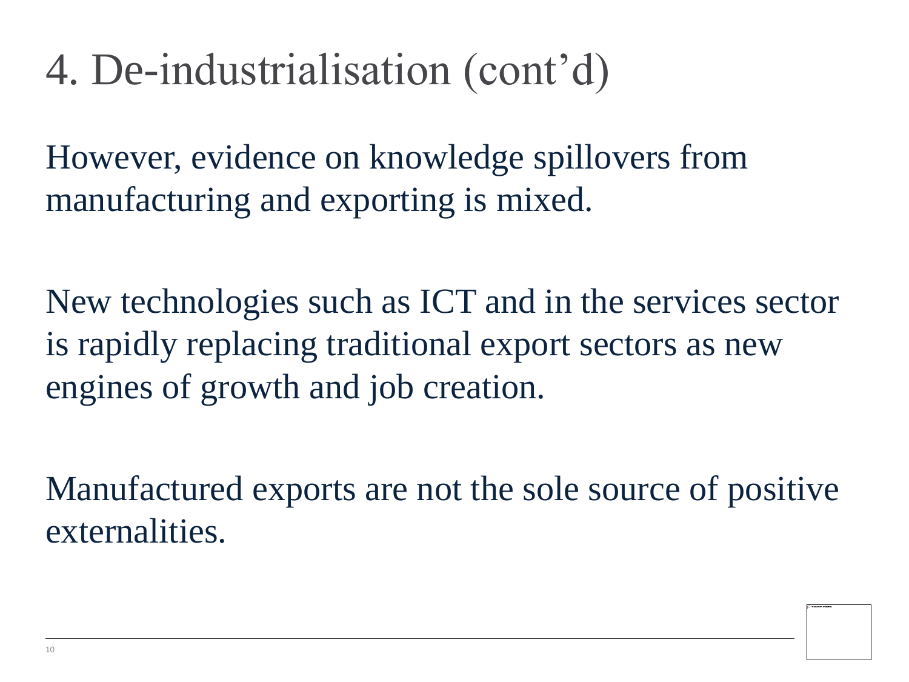# 4. De-industrialisation (cont'd)

However, evidence on knowledge spillovers from manufacturing and exporting is mixed.

New technologies such as ICT and in the services sector is rapidly replacing traditional export sectors as new engines of growth and job creation.

Manufactured exports are not the sole source of positive externalities.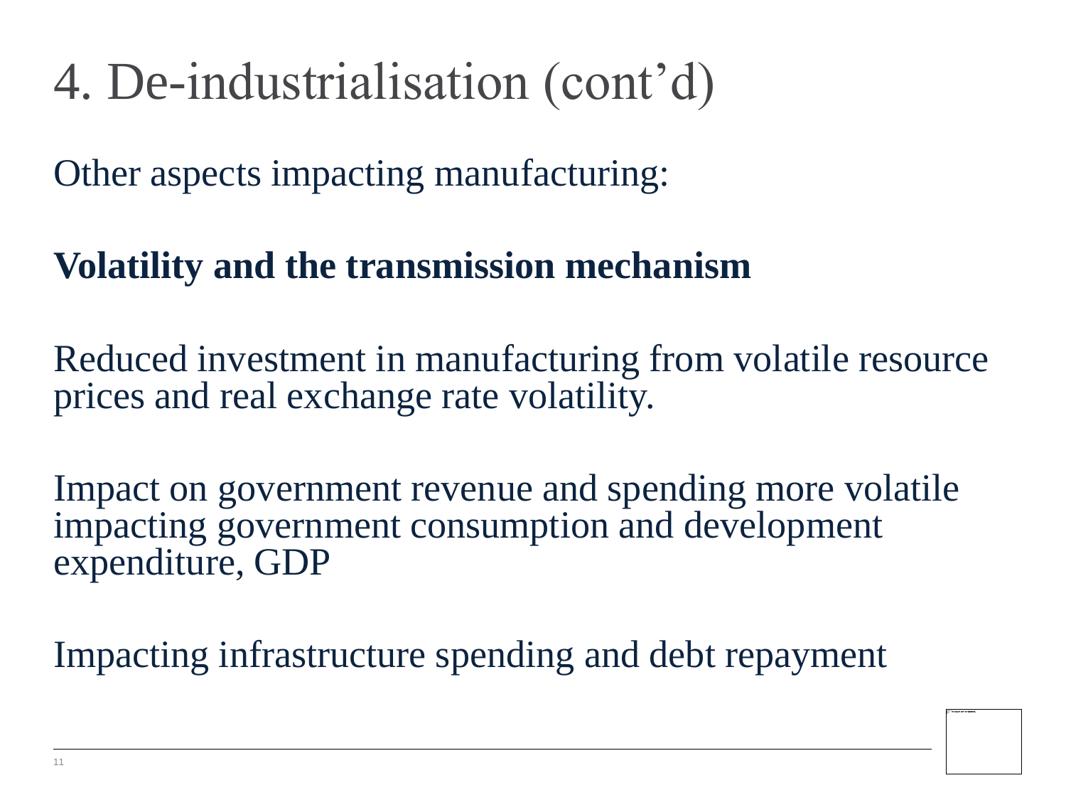# 4. De-industrialisation (cont'd)

Other aspects impacting manufacturing:

**Volatility and the transmission mechanism**

Reduced investment in manufacturing from volatile resource prices and real exchange rate volatility.

Impact on government revenue and spending more volatile impacting government consumption and development expenditure, GDP

Impacting infrastructure spending and debt repayment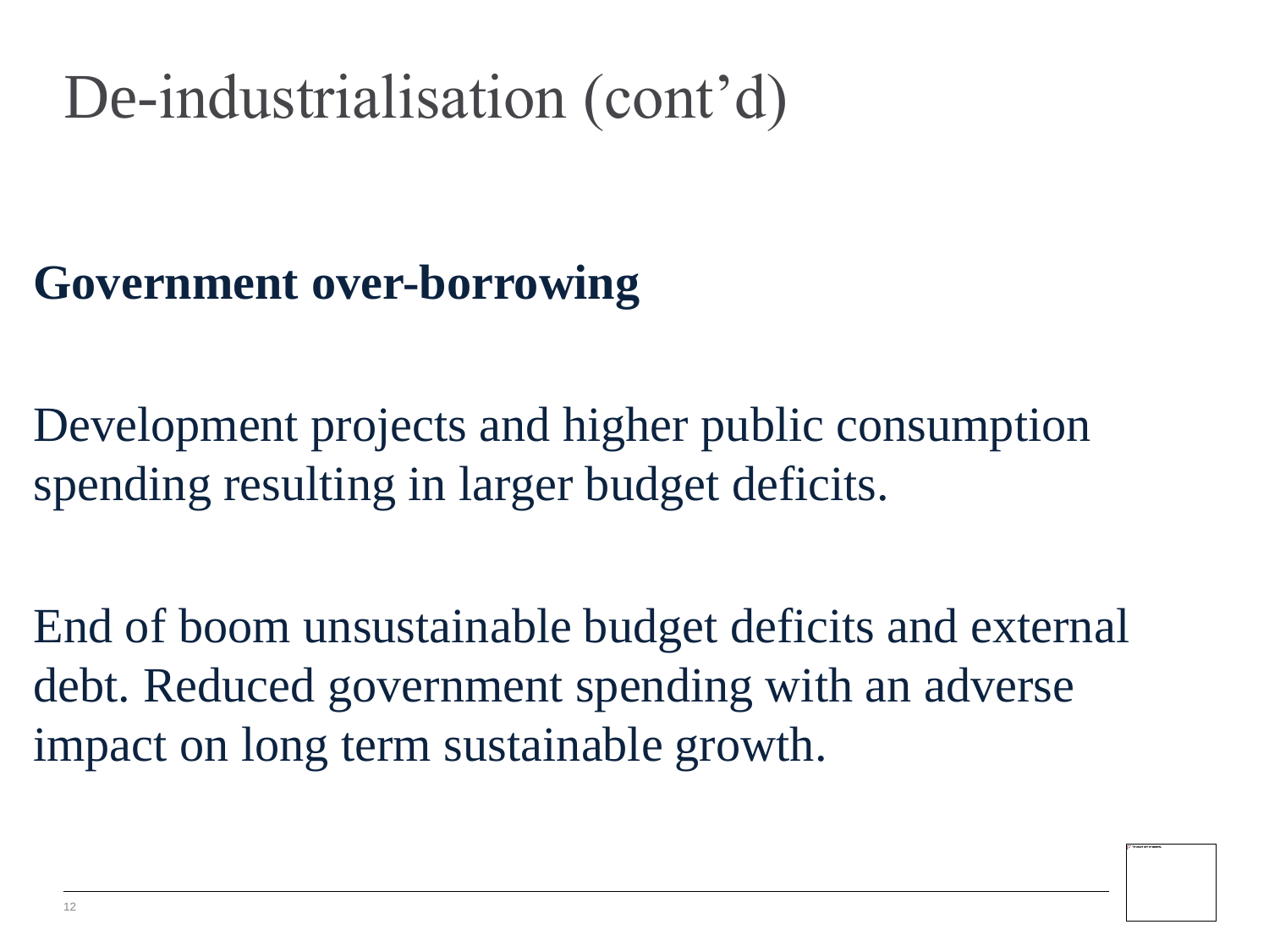# De-industrialisation (cont'd)

**Government over-borrowing**

Development projects and higher public consumption spending resulting in larger budget deficits.

End of boom unsustainable budget deficits and external debt. Reduced government spending with an adverse impact on long term sustainable growth.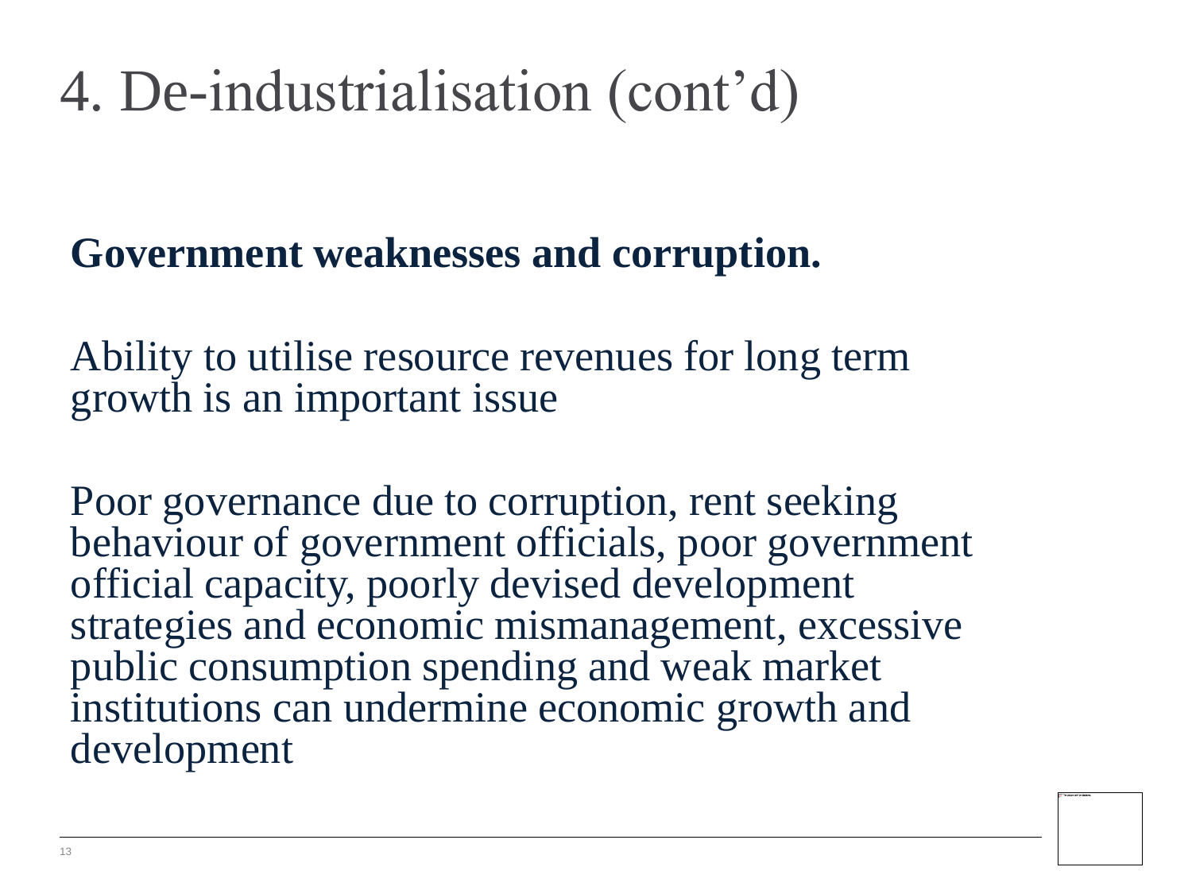# 4. De-industrialisation (cont'd)

**Government weaknesses and corruption.**

Ability to utilise resource revenues for long term growth is an important issue

Poor governance due to corruption, rent seeking behaviour of government officials, poor government official capacity, poorly devised development strategies and economic mismanagement, excessive public consumption spending and weak market institutions can undermine economic growth and development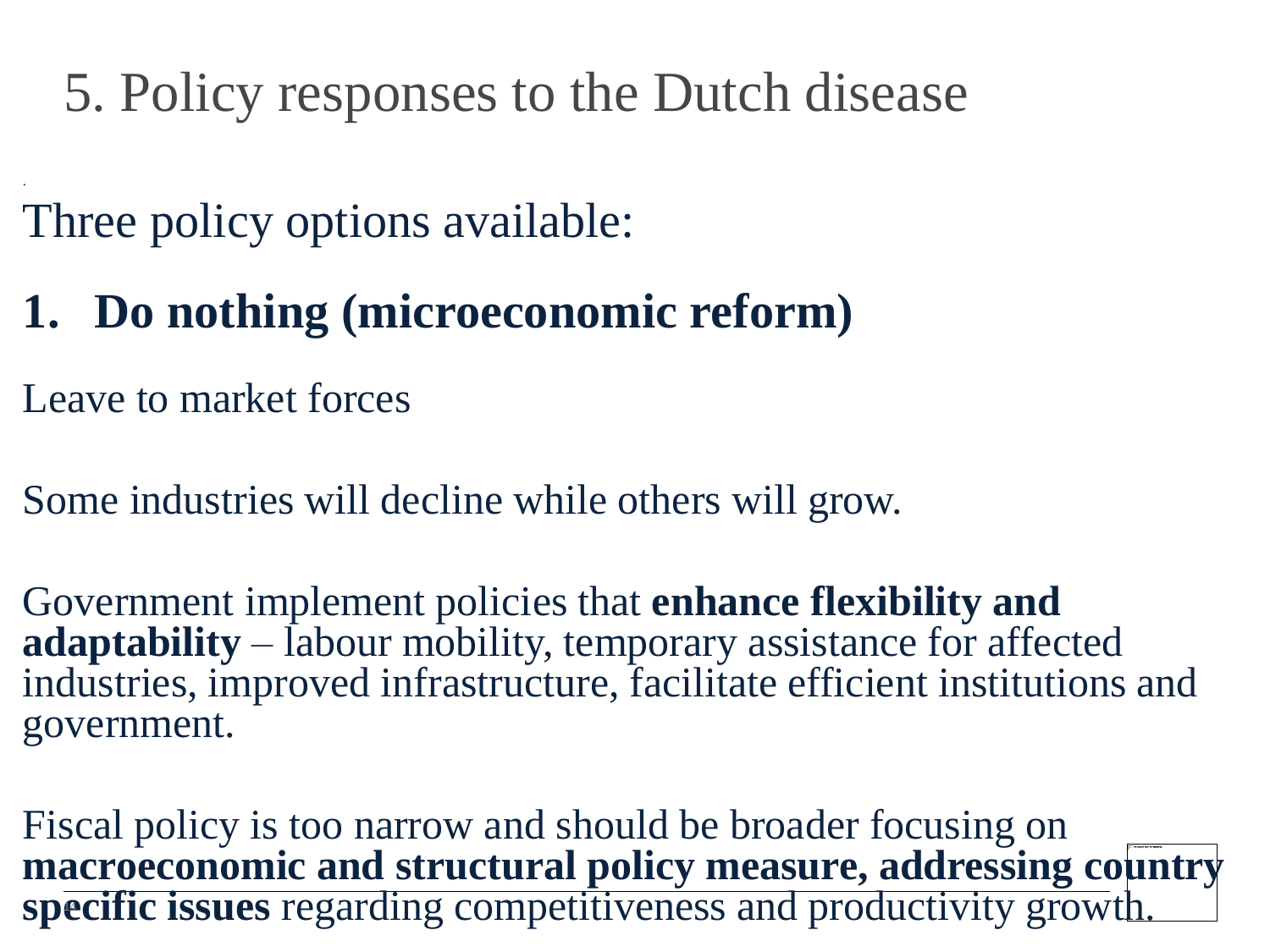# 5. Policy responses to the Dutch disease

Three policy options available:

1. **Do nothing (microeconomic reform)**

Leave to market forces

Some industries will decline while others will grow.

Government implement policies that **enhance flexibility and adaptability** – labour mobility, temporary assistance for affected industries, improved infrastructure, facilitate efficient institutions and government.

Fiscal policy is too narrow and should be broader focusing on **macroeconomic and structural policy measure, addressing country specific issues** regarding competitiveness and productivity growth.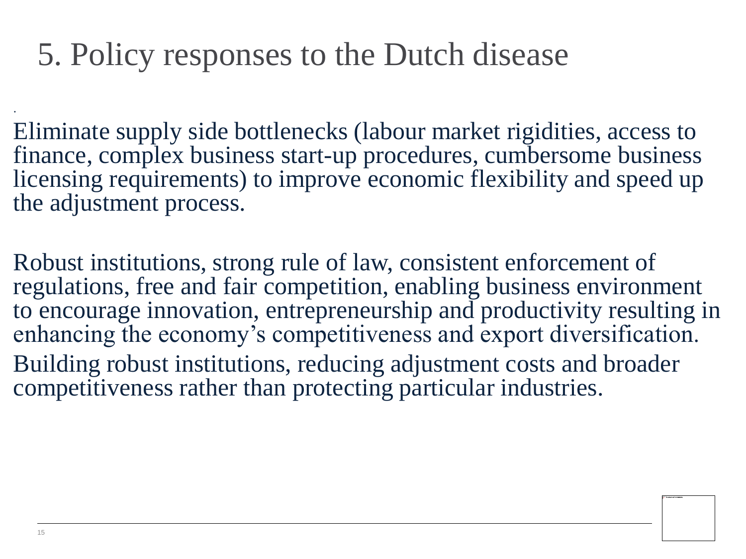# 5. Policy responses to the Dutch disease

Eliminate supply side bottlenecks (labour market rigidities, access to finance, complex business start-up procedures, cumbersome business licensing requirements) to improve economic flexibility and speed up the adjustment process.

Robust institutions, strong rule of law, consistent enforcement of regulations, free and fair competition, enabling business environment to encourage innovation, entrepreneurship and productivity resulting in enhancing the economy's competitiveness and export diversification.

Building robust institutions, reducing adjustment costs and broader competitiveness rather than protecting particular industries.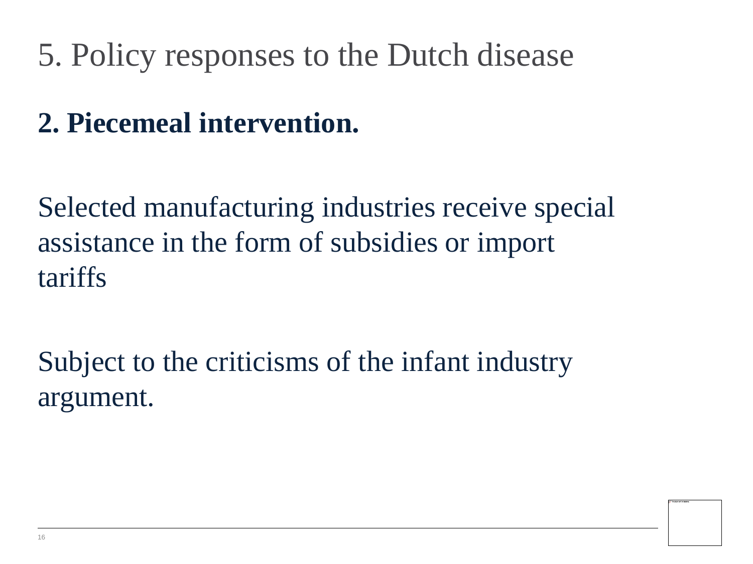# 5. Policy responses to the Dutch disease

**2. Piecemeal intervention.**

Selected manufacturing industries receive special assistance in the form of subsidies or import tariffs

Subject to the criticisms of the infant industry argument.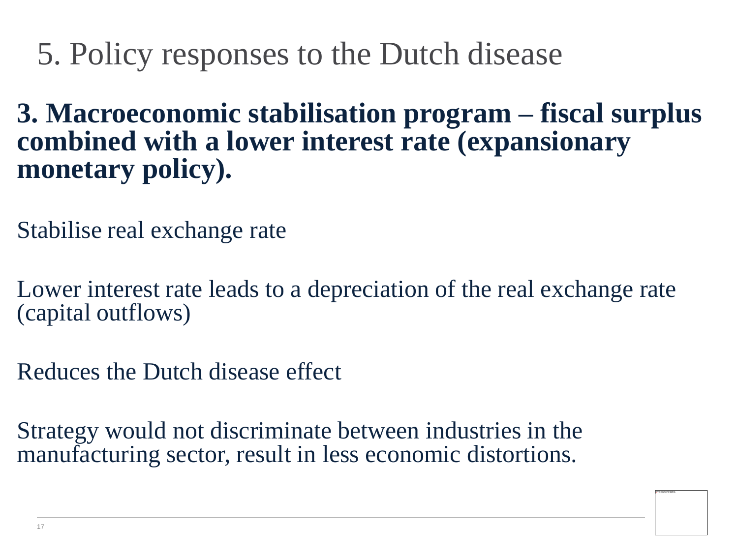# 5. Policy responses to the Dutch disease

**3. Macroeconomic stabilisation program – fiscal surplus combined with a lower interest rate (expansionary monetary policy).**

Stabilise real exchange rate

Lower interest rate leads to a depreciation of the real exchange rate (capital outflows)

Reduces the Dutch disease effect

Strategy would not discriminate between industries in the manufacturing sector, result in less economic distortions.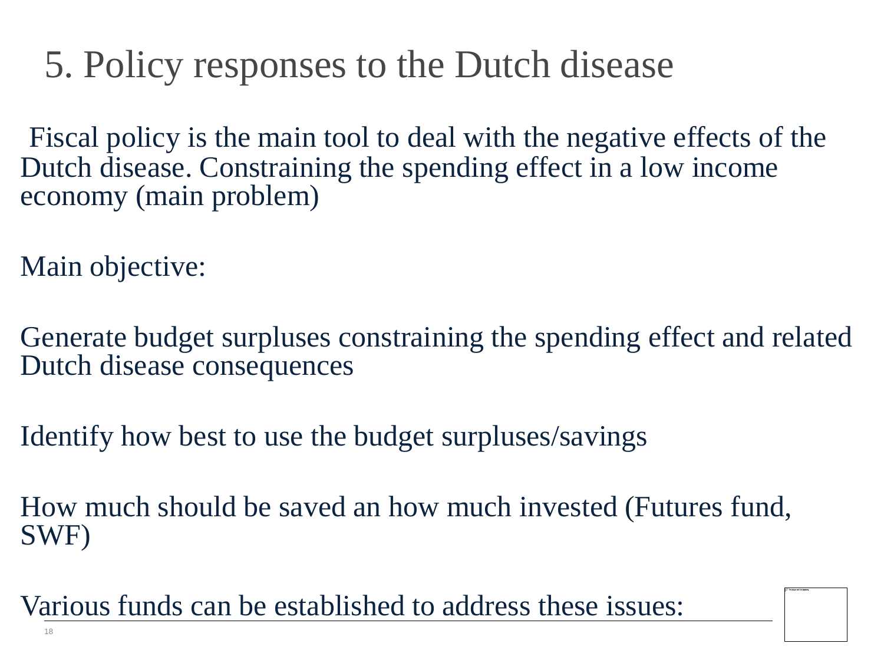# 5. Policy responses to the Dutch disease

Fiscal policy is the main tool to deal with the negative effects of the Dutch disease. Constraining the spending effect in a low income economy (main problem)

Main objective:

Generate budget surpluses constraining the spending effect and related Dutch disease consequences

Identify how best to use the budget surpluses/savings

How much should be saved an how much invested (Futures fund, SWF)

Various funds can be established to address these issues: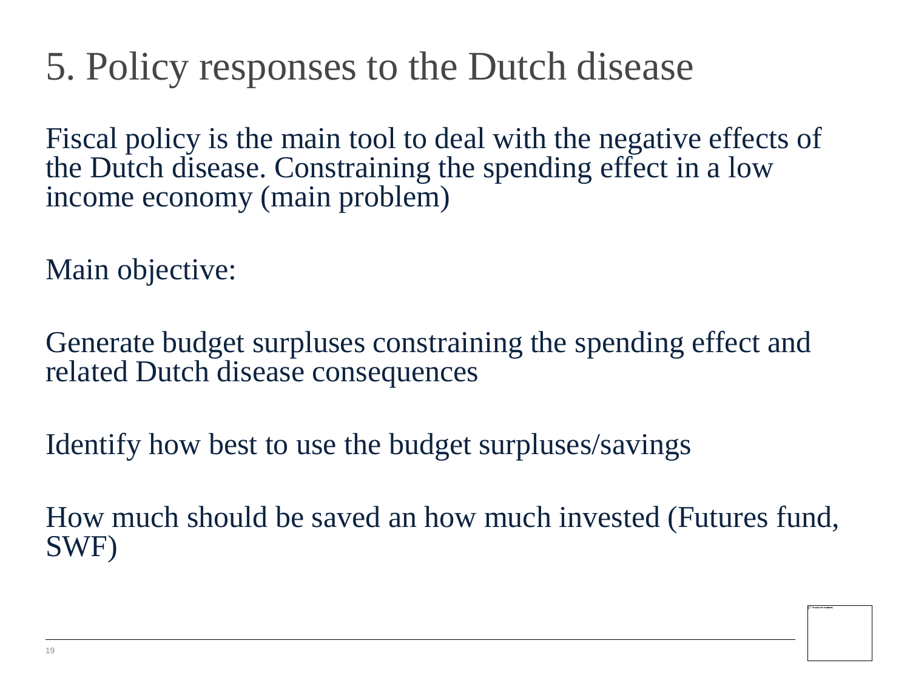# 5. Policy responses to the Dutch disease

Fiscal policy is the main tool to deal with the negative effects of the Dutch disease. Constraining the spending effect in a low income economy (main problem)

Main objective:

Generate budget surpluses constraining the spending effect and related Dutch disease consequences

Identify how best to use the budget surpluses/savings

How much should be saved an how much invested (Futures fund, SWF)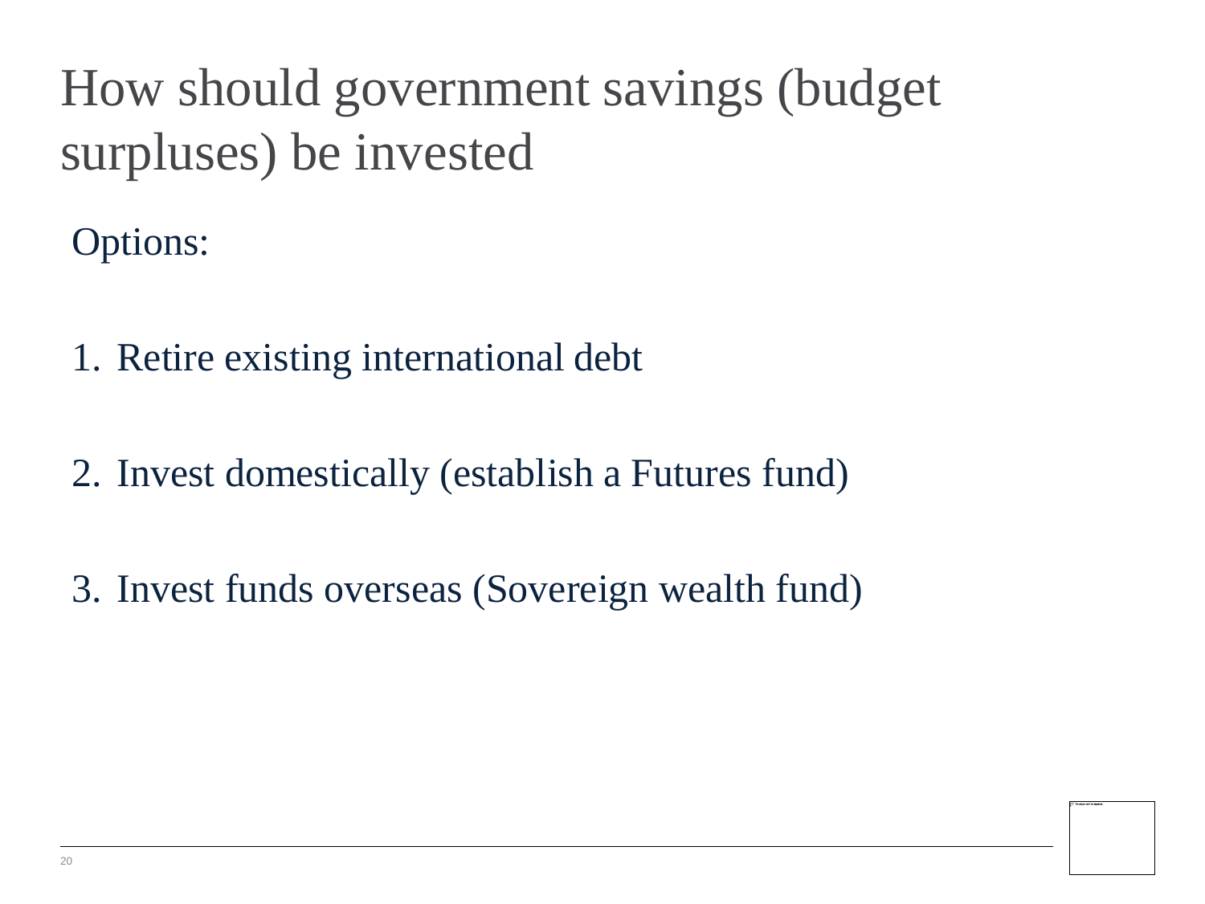# How should government savings (budget surpluses) be invested

Options:

1. Retire existing international debt

2. Invest domestically (establish a Futures fund)

3. Invest funds overseas (Sovereign wealth fund)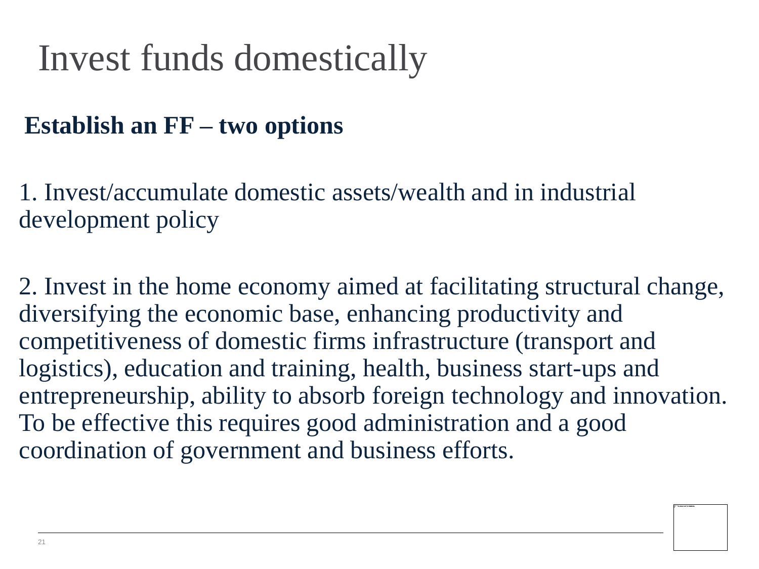# Invest funds domestically

## Establish an FF – two options

1. Invest/accumulate domestic assets/wealth and in industrial development policy

2. Invest in the home economy aimed at facilitating structural change, diversifying the economic base, enhancing productivity and competitiveness of domestic firms infrastructure (transport and logistics), education and training, health, business start-ups and entrepreneurship, ability to absorb foreign technology and innovation. To be effective this requires good administration and a good coordination of government and business efforts.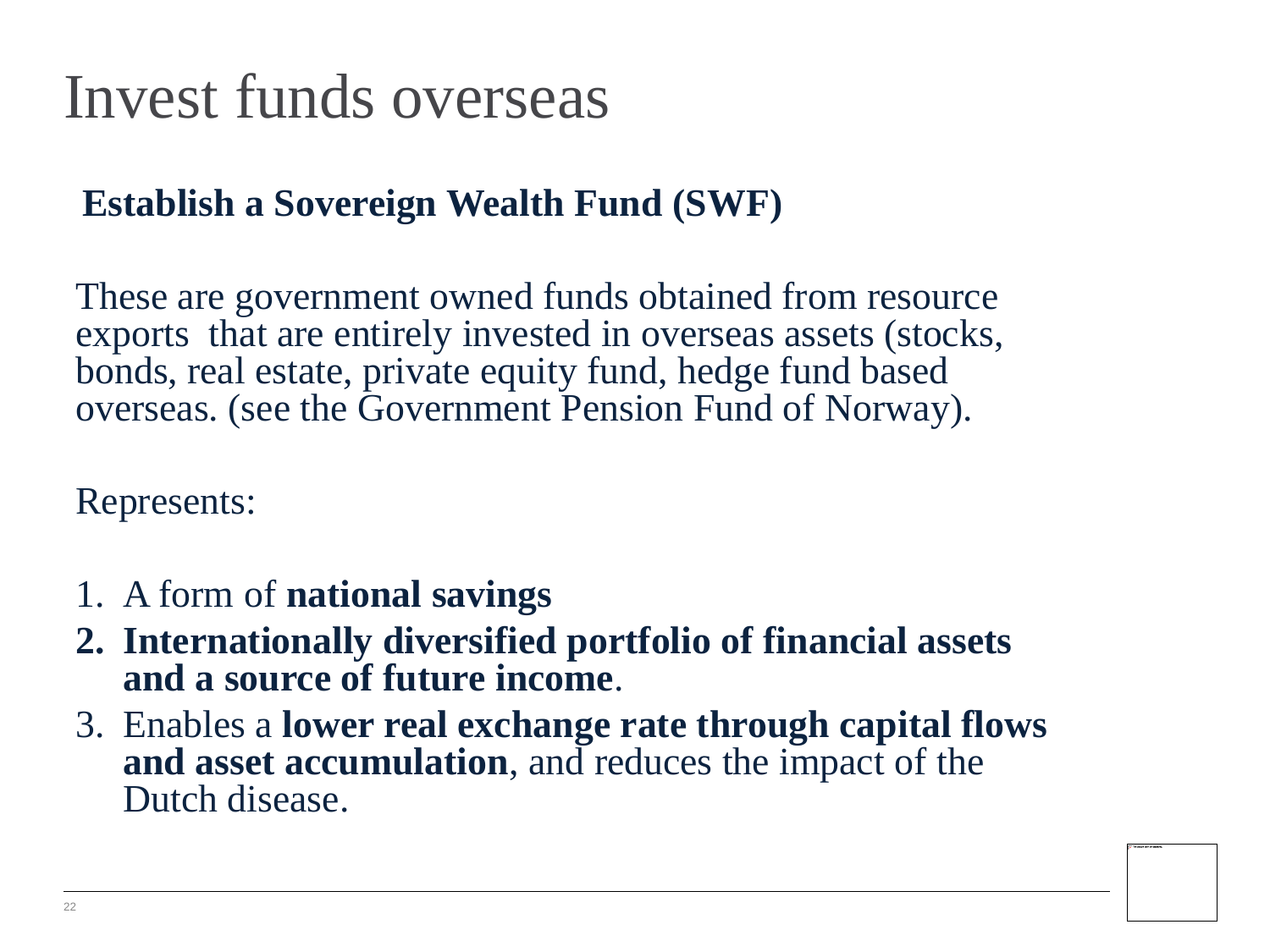# Invest funds overseas

**Establish a Sovereign Wealth Fund (SWF)**

These are government owned funds obtained from resource exports that are entirely invested in overseas assets (stocks, bonds, real estate, private equity fund, hedge fund based overseas. (see the Government Pension Fund of Norway).

Represents:

1. A form of **national savings**
2. **Internationally diversified portfolio of financial assets and a source of future income**.
3. Enables a **lower real exchange rate through capital flows and asset accumulation**, and reduces the impact of the Dutch disease.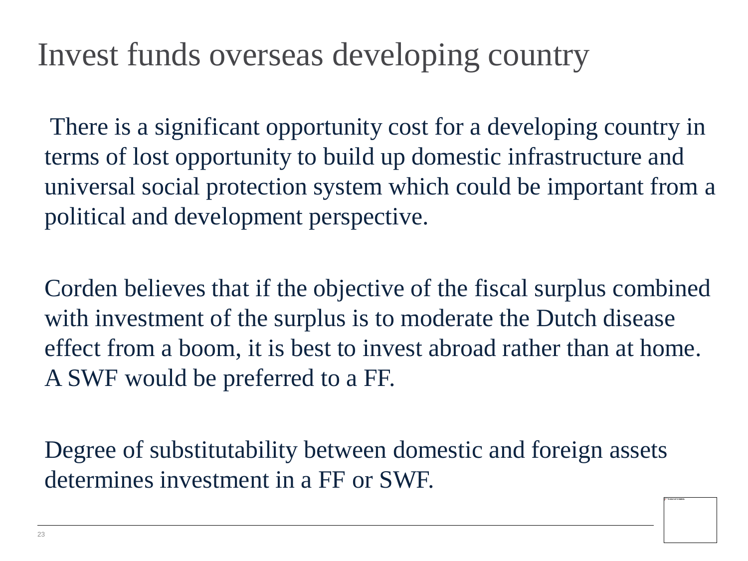# Invest funds overseas developing country

There is a significant opportunity cost for a developing country in terms of lost opportunity to build up domestic infrastructure and universal social protection system which could be important from a political and development perspective.

Corden believes that if the objective of the fiscal surplus combined with investment of the surplus is to moderate the Dutch disease effect from a boom, it is best to invest abroad rather than at home. A SWF would be preferred to a FF.

Degree of substitutability between domestic and foreign assets determines investment in a FF or SWF.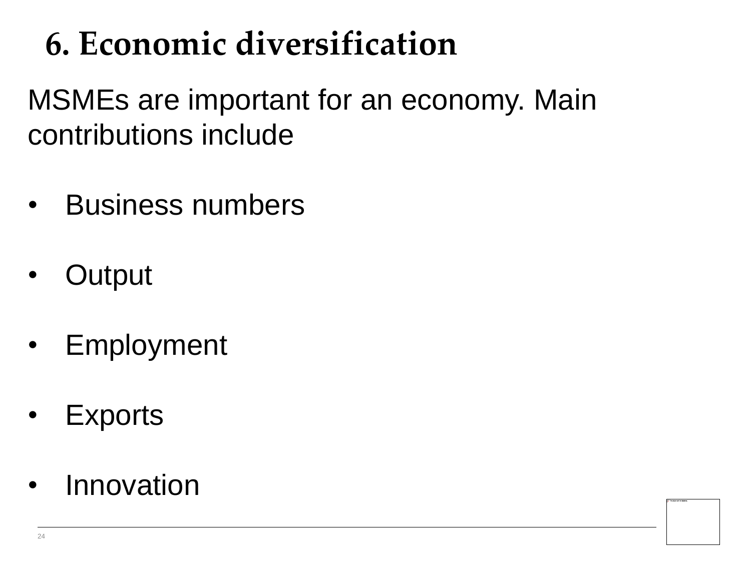# 6. Economic diversification

MSMEs are important for an economy. Main contributions include

- Business numbers
- Output
- Employment
- Exports
- Innovation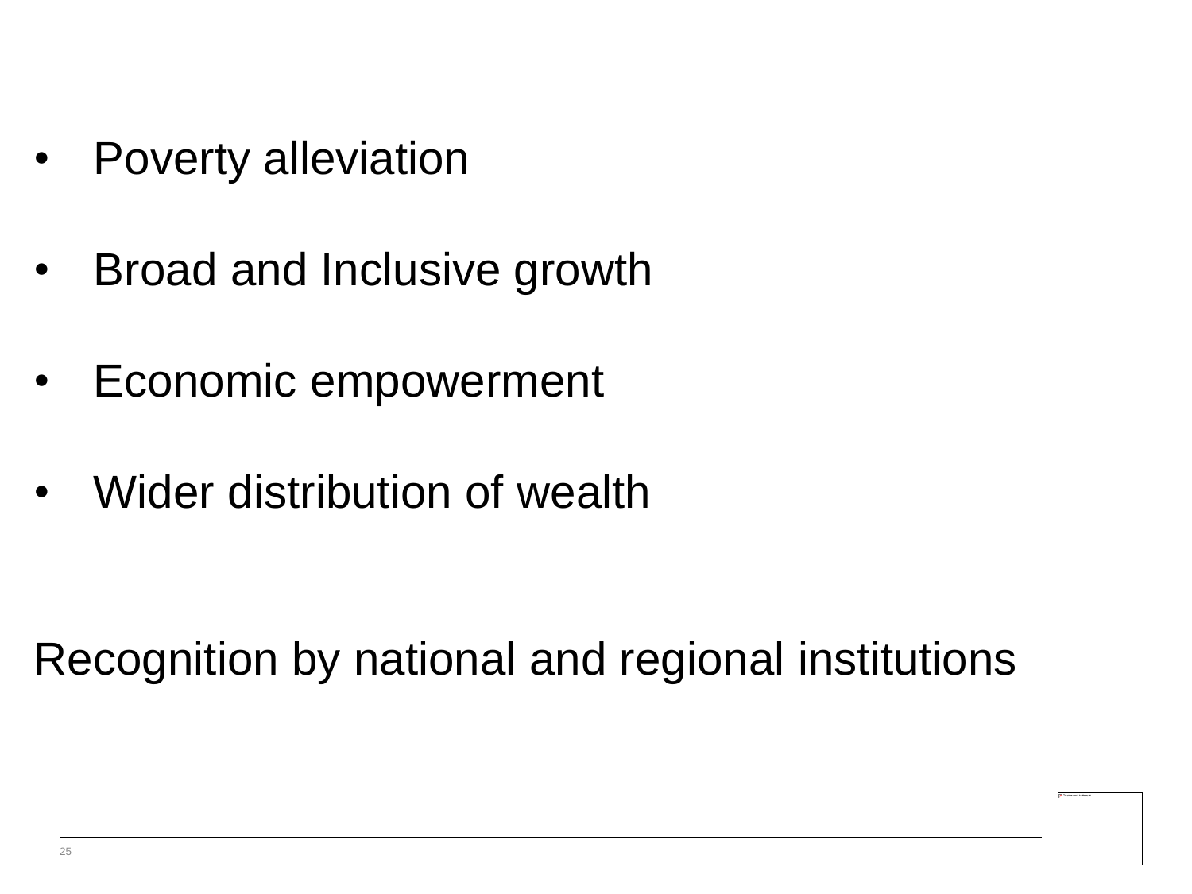- Poverty alleviation
- Broad and Inclusive growth
- Economic empowerment
- Wider distribution of wealth

Recognition by national and regional institutions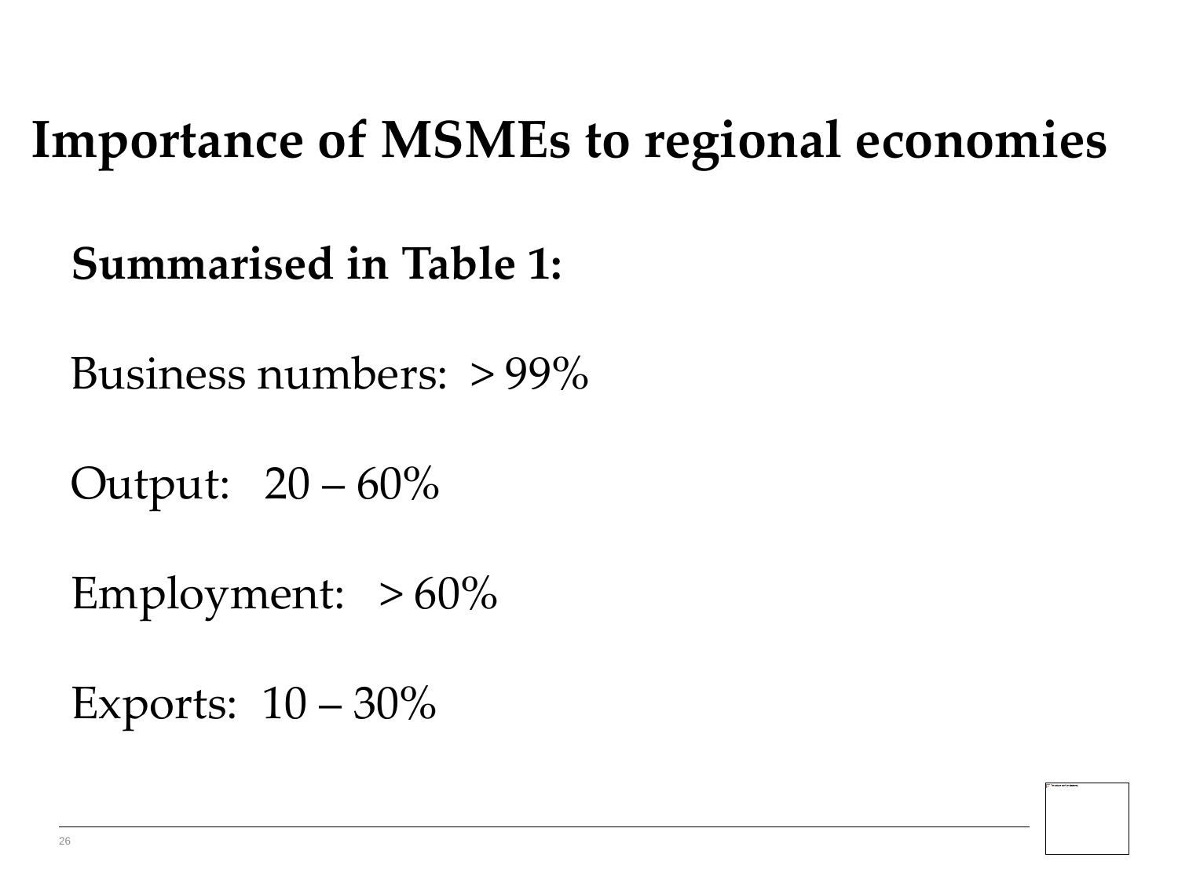# Importance of MSMEs to regional economies

**Summarised in Table 1:**

Business numbers: > 99%

Output: 20 – 60%

Employment: > 60%

Exports: 10 – 30%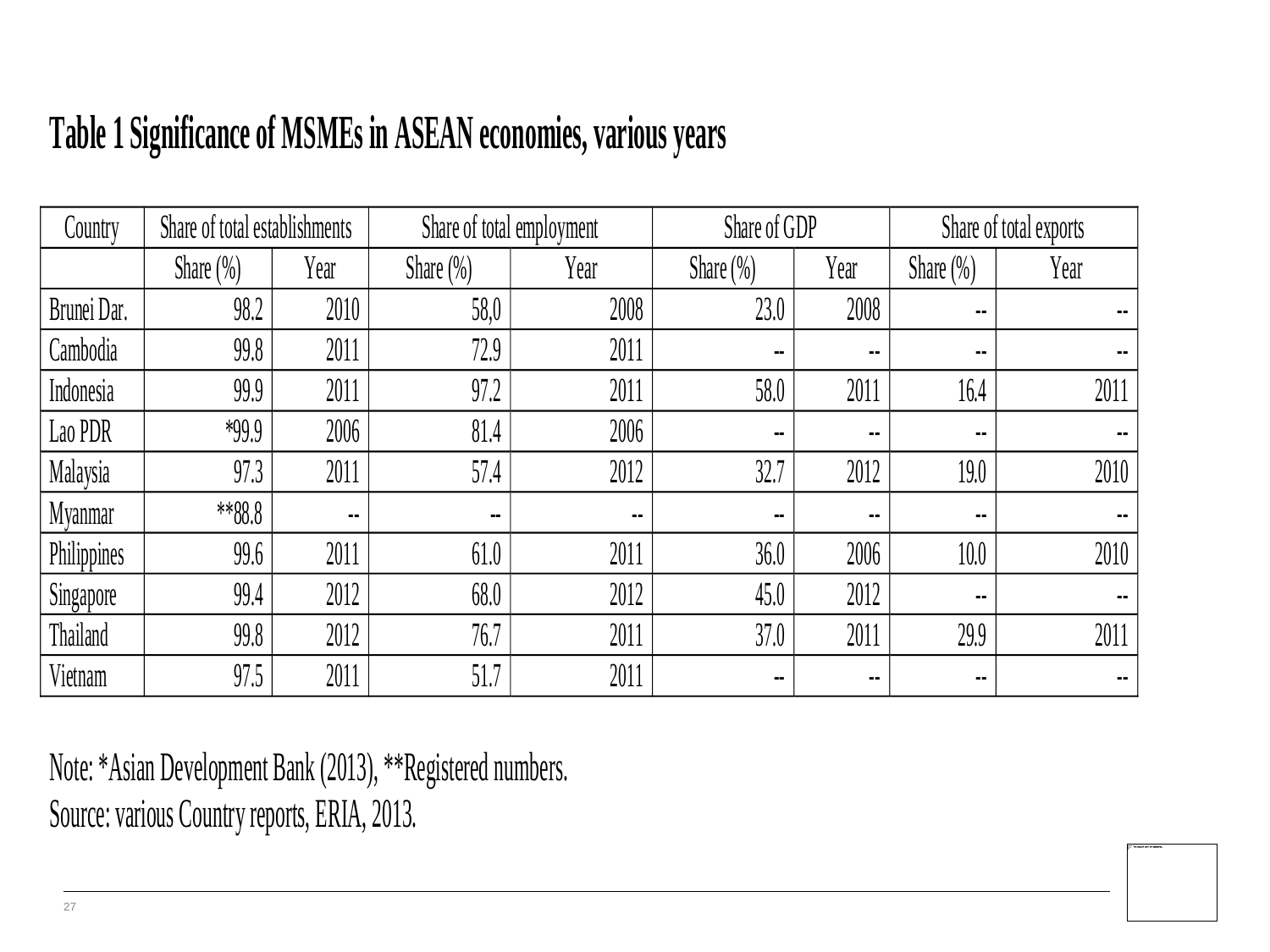# Table 1 Significance of MSMEs in ASEAN economies, various years

| Country | Share of total establishments | | Share of total employment | | Share of GDP | | Share of total exports | |
|---|---|---|---|---|---|---|---|---|
| | Share (%) | Year | Share (%) | Year | Share (%) | Year | Share (%) | Year |
| Brunei Dar. | 98.2 | 2010 | 58,0 | 2008 | 23.0 | 2008 | -- | -- |
| Cambodia | 99.8 | 2011 | 72.9 | 2011 | -- | -- | -- | -- |
| Indonesia | 99.9 | 2011 | 97.2 | 2011 | 58.0 | 2011 | 16.4 | 2011 |
| Lao PDR | *99.9 | 2006 | 81.4 | 2006 | -- | -- | -- | -- |
| Malaysia | 97.3 | 2011 | 57.4 | 2012 | 32.7 | 2012 | 19.0 | 2010 |
| Myanmar | **88.8 | -- | -- | -- | -- | -- | -- | -- |
| Philippines | 99.6 | 2011 | 61.0 | 2011 | 36.0 | 2006 | 10.0 | 2010 |
| Singapore | 99.4 | 2012 | 68.0 | 2012 | 45.0 | 2012 | -- | -- |
| Thailand | 99.8 | 2012 | 76.7 | 2011 | 37.0 | 2011 | 29.9 | 2011 |
| Vietnam | 97.5 | 2011 | 51.7 | 2011 | -- | -- | -- | -- |

Note: *Asian Development Bank (2013), **Registered numbers.

Source: various Country reports, ERIA, 2013.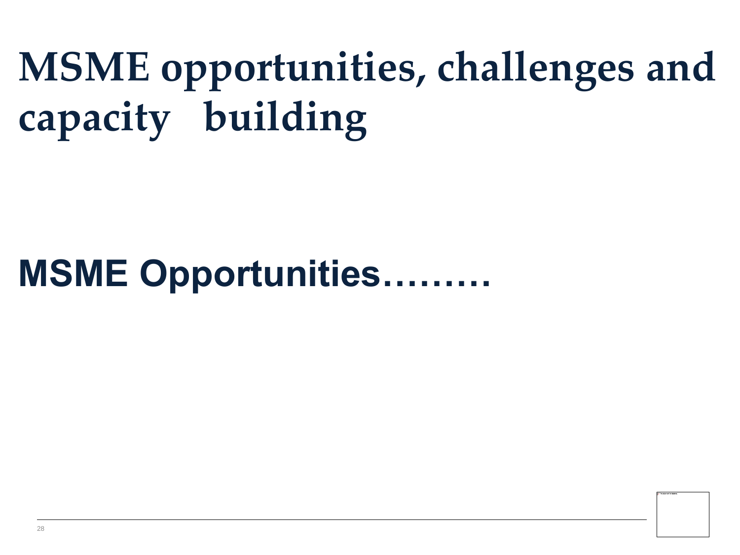# MSME opportunities, challenges and capacity building

## MSME Opportunities………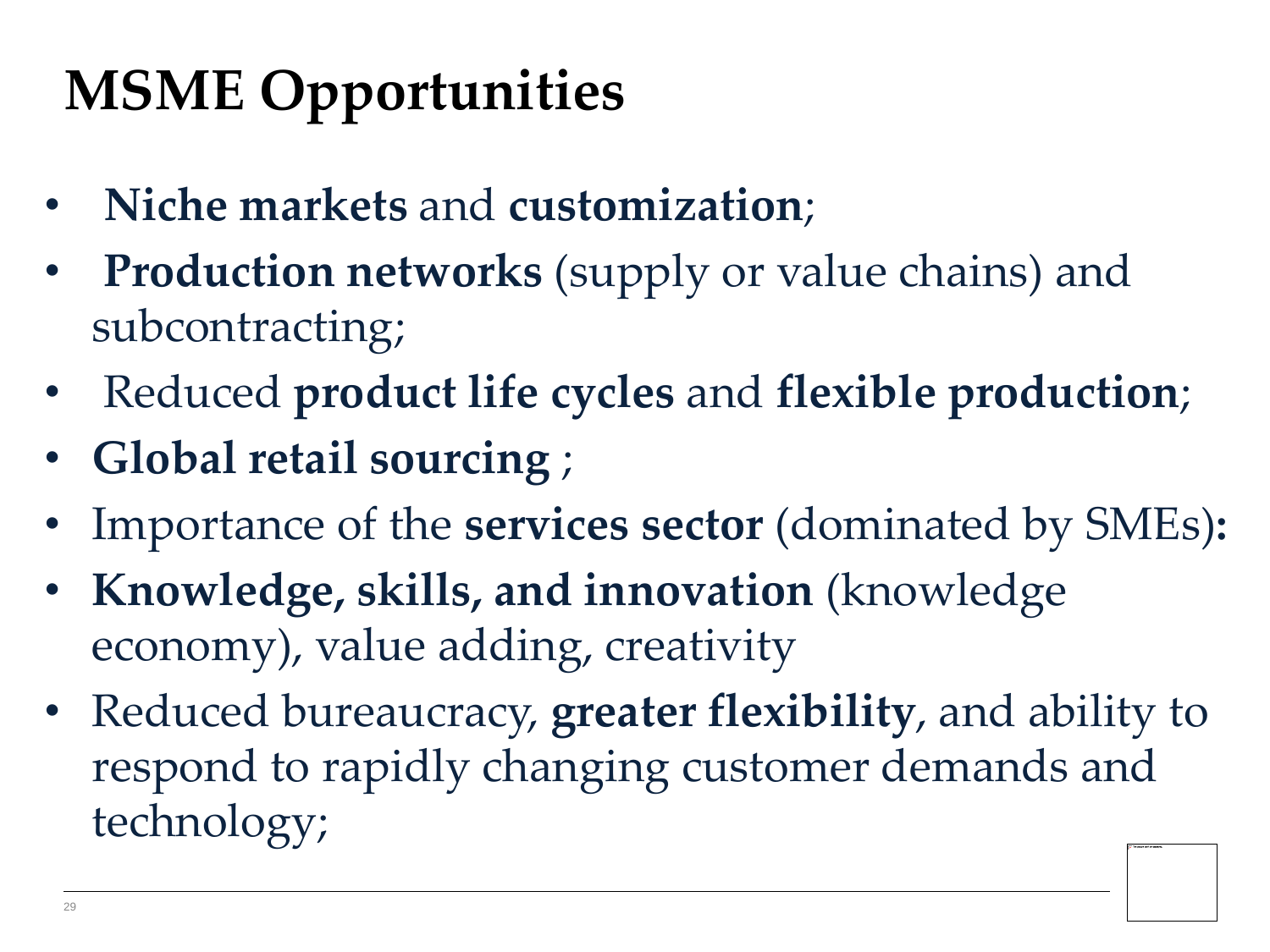# MSME Opportunities

- **Niche markets** and **customization**;
- **Production networks** (supply or value chains) and subcontracting;
- Reduced **product life cycles** and **flexible production**;
- **Global retail sourcing** ;
- Importance of the **services sector** (dominated by SMEs)**:**
- **Knowledge, skills, and innovation** (knowledge economy), value adding, creativity
- Reduced bureaucracy, **greater flexibility**, and ability to respond to rapidly changing customer demands and technology;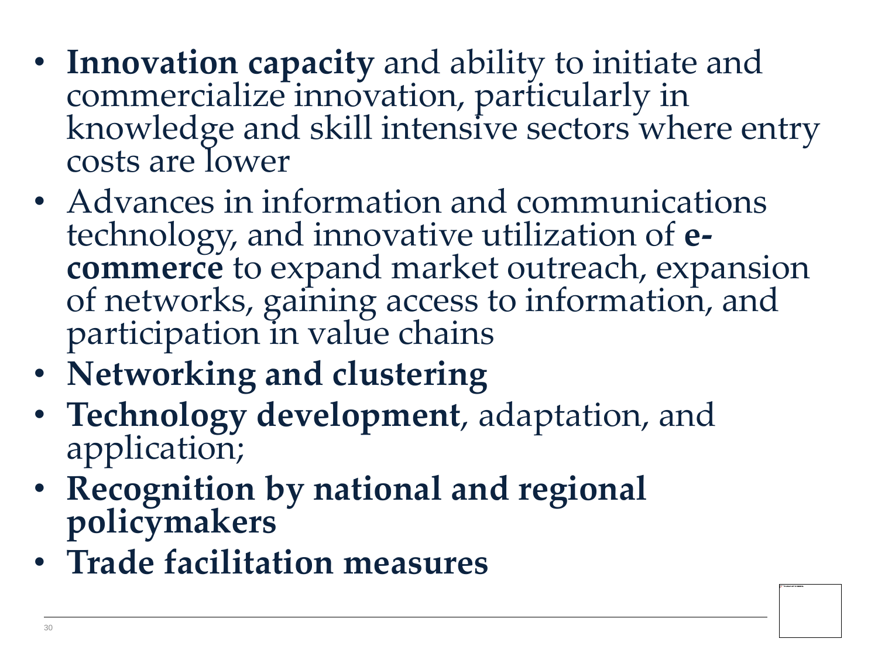- **Innovation capacity** and ability to initiate and commercialize innovation, particularly in knowledge and skill intensive sectors where entry costs are lower
- Advances in information and communications technology, and innovative utilization of **e-commerce** to expand market outreach, expansion of networks, gaining access to information, and participation in value chains
- **Networking and clustering**
- **Technology development**, adaptation, and application;
- **Recognition by national and regional policymakers**
- **Trade facilitation measures**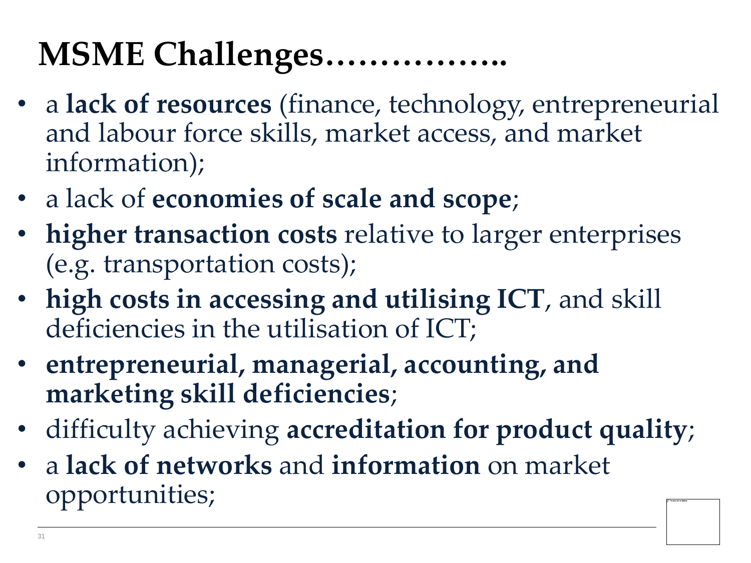# MSME Challenges……………..

- a **lack of resources** (finance, technology, entrepreneurial and labour force skills, market access, and market information);
- a lack of **economies of scale and scope**;
- **higher transaction costs** relative to larger enterprises (e.g. transportation costs);
- **high costs in accessing and utilising ICT**, and skill deficiencies in the utilisation of ICT;
- **entrepreneurial, managerial, accounting, and marketing skill deficiencies**;
- difficulty achieving **accreditation for product quality**;
- a **lack of networks** and **information** on market opportunities;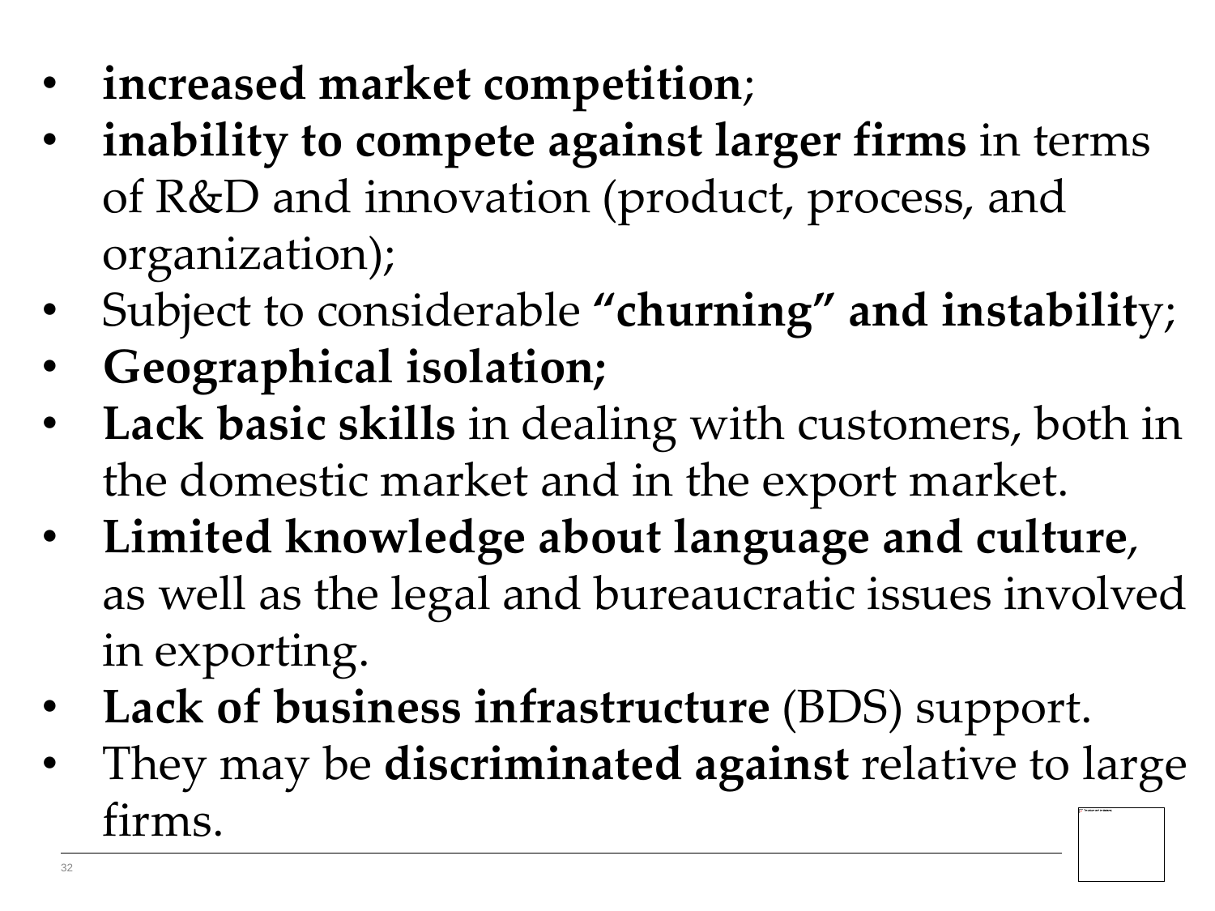- **increased market competition**;
- **inability to compete against larger firms** in terms of R&D and innovation (product, process, and organization);
- Subject to considerable **"churning" and instabilit**y;
- **Geographical isolation;**
- **Lack basic skills** in dealing with customers, both in the domestic market and in the export market.
- **Limited knowledge about language and culture**, as well as the legal and bureaucratic issues involved in exporting.
- **Lack of business infrastructure** (BDS) support.
- They may be **discriminated against** relative to large firms.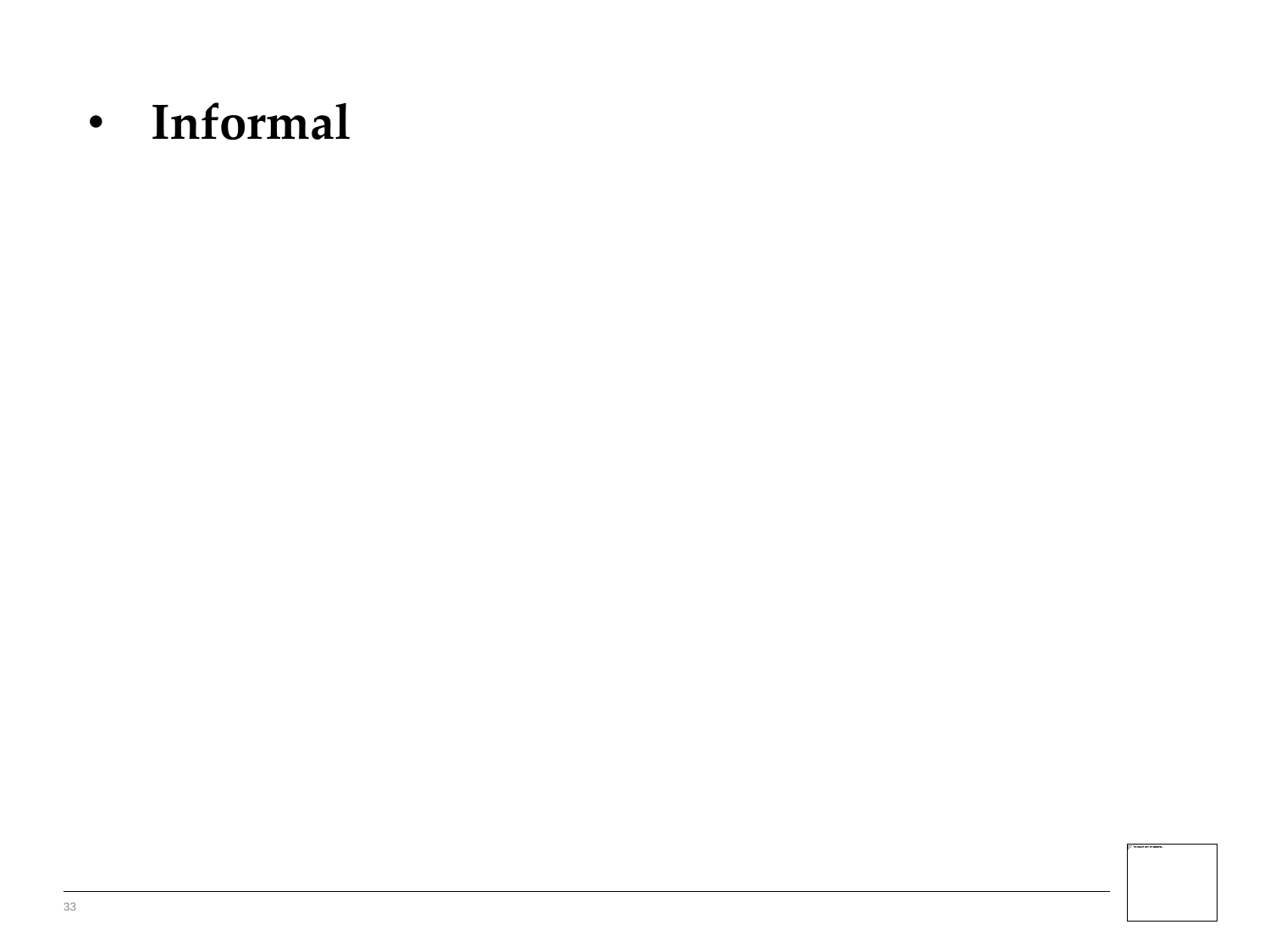- **Informal**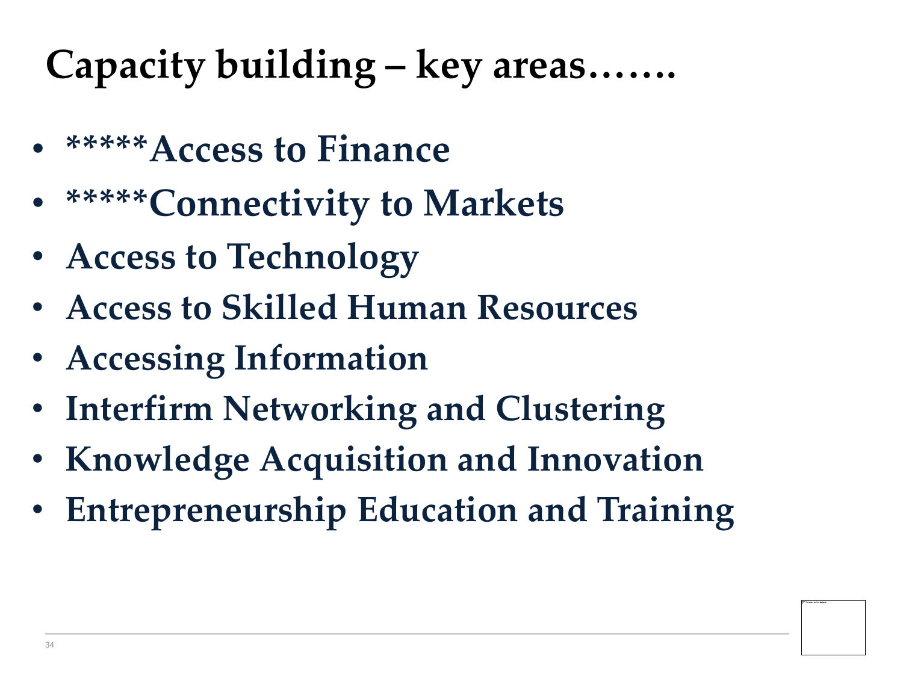# Capacity building – key areas…….

- *****Access to Finance
- *****Connectivity to Markets
- Access to Technology
- Access to Skilled Human Resources
- Accessing Information
- Interfirm Networking and Clustering
- Knowledge Acquisition and Innovation
- Entrepreneurship Education and Training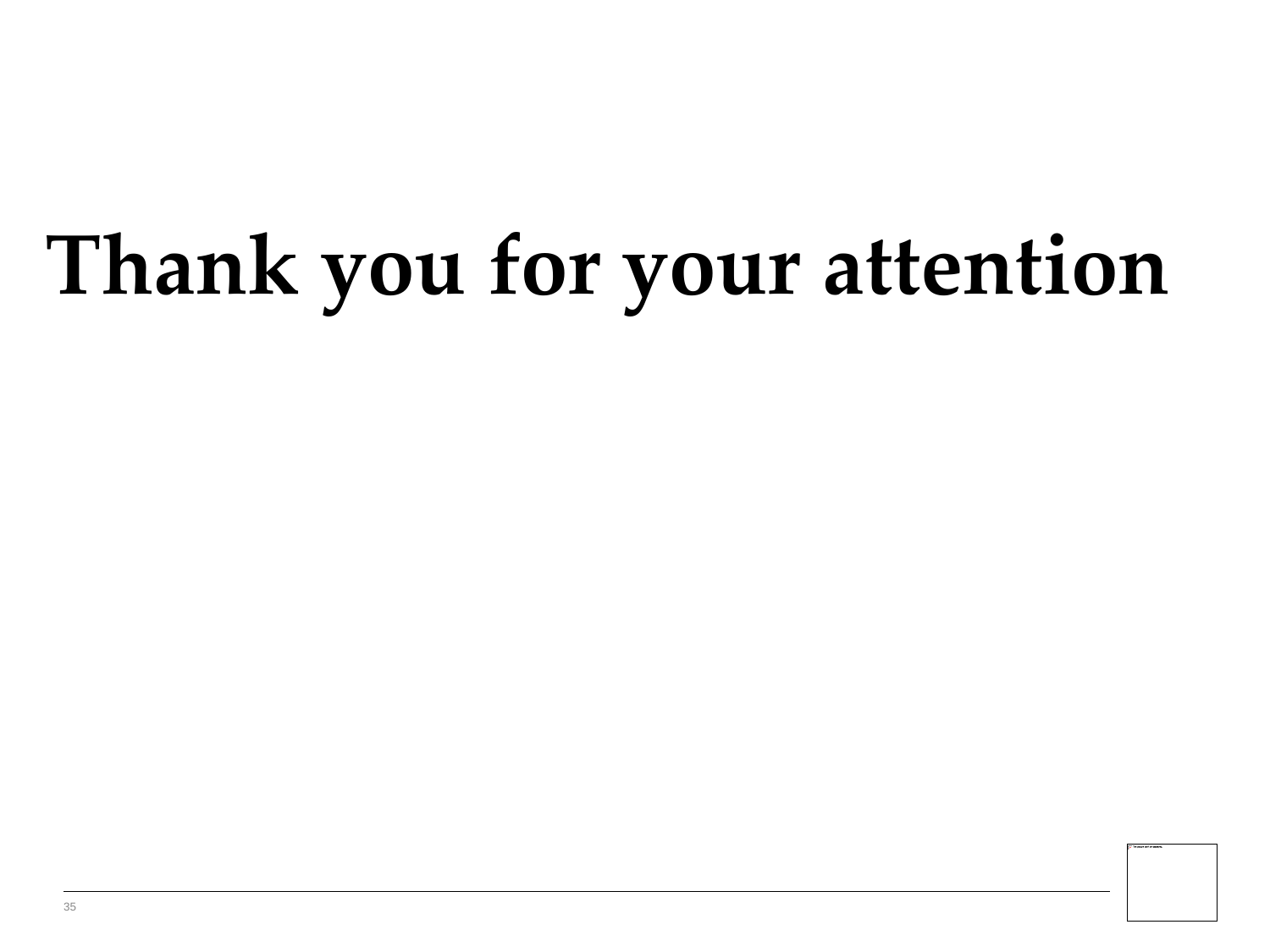# Thank you for your attention